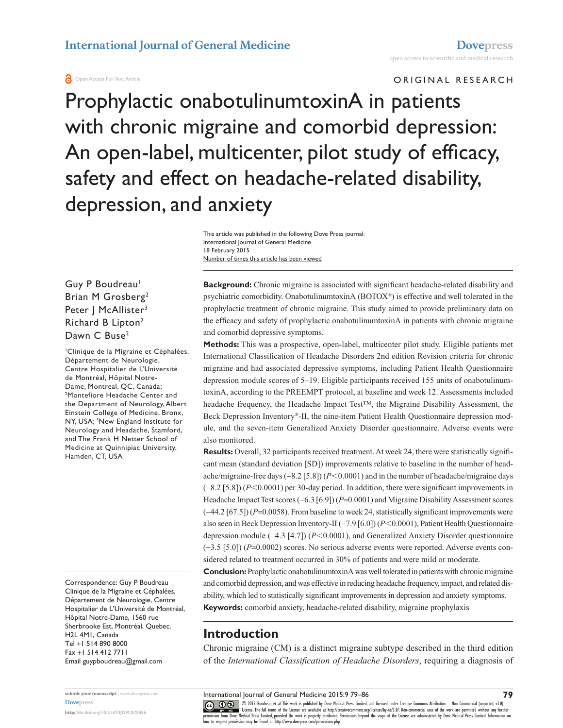ORIGINAL RESEARCH

# Prophylactic onabotulinumtoxinA in patients with chronic migraine and comorbid depression: An open-label, multicenter, pilot study of efficacy, safety and effect on headache-related disability, depression, and anxiety

This article was published in the following Dove Press journal:
International Journal of General Medicine
18 February 2015
Number of times this article has been viewed

Guy P Boudreau[1]
Brian M Grosberg[2]
Peter J McAllister[3]
Richard B Lipton[2]
Dawn C Buse[2]

[1]Clinique de la Migraine et Céphalées, Département de Neurologie, Centre Hospitalier de L'Université de Montréal, Hôpital Notre-Dame, Montreal, QC, Canada; [2]Montefiore Headache Center and the Department of Neurology, Albert Einstein College of Medicine, Bronx, NY, USA; [3]New England Institute for Neurology and Headache, Stamford, and The Frank H Netter School of Medicine at Quinnipiac University, Hamden, CT, USA

Correspondence: Guy P Boudreau
Clinique de la Migraine et Céphalées, Département de Neurologie, Centre Hospitalier de L'Université de Montréal, Hôpital Notre-Dame, 1560 rue Sherbrooke Est, Montréal, Quebec, H2L 4M1, Canada
Tel +1 514 890 8000
Fax +1 514 412 7711
Email guypboudreau@gmail.com

**Background:** Chronic migraine is associated with significant headache-related disability and psychiatric comorbidity. OnabotulinumtoxinA (BOTOX®) is effective and well tolerated in the prophylactic treatment of chronic migraine. This study aimed to provide preliminary data on the efficacy and safety of prophylactic onabotulinumtoxinA in patients with chronic migraine and comorbid depressive symptoms.

**Methods:** This was a prospective, open-label, multicenter pilot study. Eligible patients met International Classification of Headache Disorders 2nd edition Revision criteria for chronic migraine and had associated depressive symptoms, including Patient Health Questionnaire depression module scores of 5–19. Eligible participants received 155 units of onabotulinumtoxinA, according to the PREEMPT protocol, at baseline and week 12. Assessments included headache frequency, the Headache Impact Test™, the Migraine Disability Assessment, the Beck Depression Inventory®-II, the nine-item Patient Health Questionnaire depression module, and the seven-item Generalized Anxiety Disorder questionnaire. Adverse events were also monitored.

**Results:** Overall, 32 participants received treatment. At week 24, there were statistically significant mean (standard deviation [SD]) improvements relative to baseline in the number of headache/migraine-free days (+8.2 [5.8]) ($P<0.0001$) and in the number of headache/migraine days (−8.2 [5.8]) ($P<0.0001$) per 30-day period. In addition, there were significant improvements in Headache Impact Test scores (−6.3 [6.9]) ($P=0.0001$) and Migraine Disability Assessment scores (−44.2 [67.5]) ($P=0.0058$). From baseline to week 24, statistically significant improvements were also seen in Beck Depression Inventory-II (−7.9 [6.0]) ($P<0.0001$), Patient Health Questionnaire depression module (−4.3 [4.7]) ($P<0.0001$), and Generalized Anxiety Disorder questionnaire (−3.5 [5.0]) ($P=0.0002$) scores. No serious adverse events were reported. Adverse events considered related to treatment occurred in 30% of patients and were mild or moderate.

**Conclusion:** Prophylactic onabotulinumtoxinA was well tolerated in patients with chronic migraine and comorbid depression, and was effective in reducing headache frequency, impact, and related disability, which led to statistically significant improvements in depression and anxiety symptoms.

**Keywords:** comorbid anxiety, headache-related disability, migraine prophylaxis

## Introduction

Chronic migraine (CM) is a distinct migraine subtype described in the third edition of the *International Classification of Headache Disorders*, requiring a diagnosis of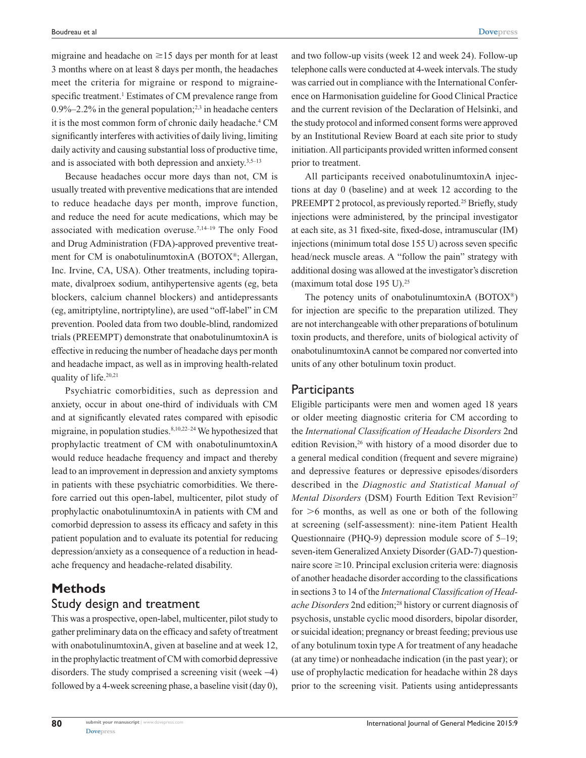migraine and headache on ≥15 days per month for at least 3 months where on at least 8 days per month, the headaches meet the criteria for migraine or respond to migraine-specific treatment.[1] Estimates of CM prevalence range from 0.9%–2.2% in the general population;[2,3] in headache centers it is the most common form of chronic daily headache.[4] CM significantly interferes with activities of daily living, limiting daily activity and causing substantial loss of productive time, and is associated with both depression and anxiety.[3,5–13]

Because headaches occur more days than not, CM is usually treated with preventive medications that are intended to reduce headache days per month, improve function, and reduce the need for acute medications, which may be associated with medication overuse.[7,14–19] The only Food and Drug Administration (FDA)-approved preventive treatment for CM is onabotulinumtoxinA (BOTOX®; Allergan, Inc. Irvine, CA, USA). Other treatments, including topiramate, divalproex sodium, antihypertensive agents (eg, beta blockers, calcium channel blockers) and antidepressants (eg, amitriptyline, nortriptyline), are used "off-label" in CM prevention. Pooled data from two double-blind, randomized trials (PREEMPT) demonstrate that onabotulinumtoxinA is effective in reducing the number of headache days per month and headache impact, as well as in improving health-related quality of life.[20,21]

Psychiatric comorbidities, such as depression and anxiety, occur in about one-third of individuals with CM and at significantly elevated rates compared with episodic migraine, in population studies.[8,10,22–24] We hypothesized that prophylactic treatment of CM with onabotulinumtoxinA would reduce headache frequency and impact and thereby lead to an improvement in depression and anxiety symptoms in patients with these psychiatric comorbidities. We therefore carried out this open-label, multicenter, pilot study of prophylactic onabotulinumtoxinA in patients with CM and comorbid depression to assess its efficacy and safety in this patient population and to evaluate its potential for reducing depression/anxiety as a consequence of a reduction in headache frequency and headache-related disability.

# Methods

## Study design and treatment

This was a prospective, open-label, multicenter, pilot study to gather preliminary data on the efficacy and safety of treatment with onabotulinumtoxinA, given at baseline and at week 12, in the prophylactic treatment of CM with comorbid depressive disorders. The study comprised a screening visit (week –4) followed by a 4-week screening phase, a baseline visit (day 0), and two follow-up visits (week 12 and week 24). Follow-up telephone calls were conducted at 4-week intervals. The study was carried out in compliance with the International Conference on Harmonisation guideline for Good Clinical Practice and the current revision of the Declaration of Helsinki, and the study protocol and informed consent forms were approved by an Institutional Review Board at each site prior to study initiation. All participants provided written informed consent prior to treatment.

All participants received onabotulinumtoxinA injections at day 0 (baseline) and at week 12 according to the PREEMPT 2 protocol, as previously reported.[25] Briefly, study injections were administered, by the principal investigator at each site, as 31 fixed-site, fixed-dose, intramuscular (IM) injections (minimum total dose 155 U) across seven specific head/neck muscle areas. A "follow the pain" strategy with additional dosing was allowed at the investigator's discretion (maximum total dose 195 U).[25]

The potency units of onabotulinumtoxinA (BOTOX®) for injection are specific to the preparation utilized. They are not interchangeable with other preparations of botulinum toxin products, and therefore, units of biological activity of onabotulinumtoxinA cannot be compared nor converted into units of any other botulinum toxin product.

## Participants

Eligible participants were men and women aged 18 years or older meeting diagnostic criteria for CM according to the *International Classification of Headache Disorders* 2nd edition Revision,[26] with history of a mood disorder due to a general medical condition (frequent and severe migraine) and depressive features or depressive episodes/disorders described in the *Diagnostic and Statistical Manual of Mental Disorders* (DSM) Fourth Edition Text Revision[27] for >6 months, as well as one or both of the following at screening (self-assessment): nine-item Patient Health Questionnaire (PHQ-9) depression module score of 5–19; seven-item Generalized Anxiety Disorder (GAD-7) questionnaire score ≥10. Principal exclusion criteria were: diagnosis of another headache disorder according to the classifications in sections 3 to 14 of the *International Classification of Headache Disorders* 2nd edition;[28] history or current diagnosis of psychosis, unstable cyclic mood disorders, bipolar disorder, or suicidal ideation; pregnancy or breast feeding; previous use of any botulinum toxin type A for treatment of any headache (at any time) or nonheadache indication (in the past year); or use of prophylactic medication for headache within 28 days prior to the screening visit. Patients using antidepressants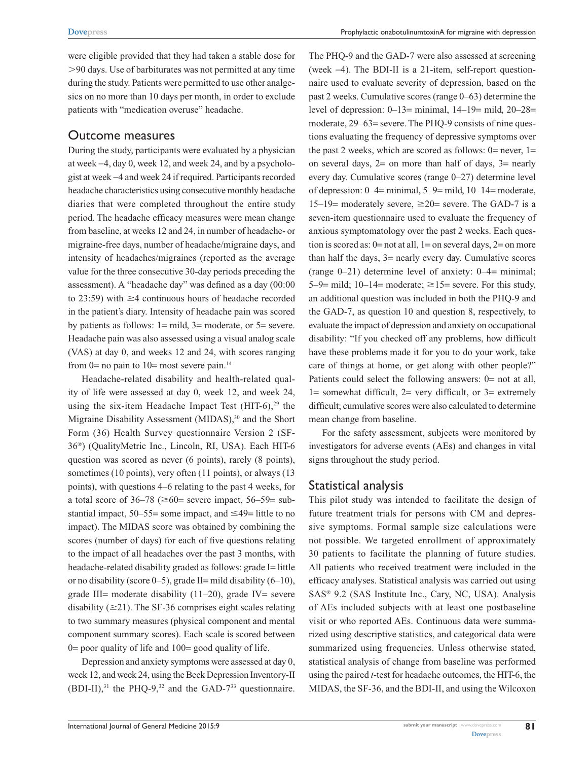were eligible provided that they had taken a stable dose for >90 days. Use of barbiturates was not permitted at any time during the study. Patients were permitted to use other analgesics on no more than 10 days per month, in order to exclude patients with "medication overuse" headache.

## Outcome measures

During the study, participants were evaluated by a physician at week −4, day 0, week 12, and week 24, and by a psychologist at week −4 and week 24 if required. Participants recorded headache characteristics using consecutive monthly headache diaries that were completed throughout the entire study period. The headache efficacy measures were mean change from baseline, at weeks 12 and 24, in number of headache- or migraine-free days, number of headache/migraine days, and intensity of headaches/migraines (reported as the average value for the three consecutive 30-day periods preceding the assessment). A "headache day" was defined as a day (00:00 to 23:59) with ≥4 continuous hours of headache recorded in the patient's diary. Intensity of headache pain was scored by patients as follows: 1= mild, 3= moderate, or 5= severe. Headache pain was also assessed using a visual analog scale (VAS) at day 0, and weeks 12 and 24, with scores ranging from 0= no pain to 10= most severe pain.[14]

Headache-related disability and health-related quality of life were assessed at day 0, week 12, and week 24, using the six-item Headache Impact Test (HIT-6),[29] the Migraine Disability Assessment (MIDAS),[30] and the Short Form (36) Health Survey questionnaire Version 2 (SF-36®) (QualityMetric Inc., Lincoln, RI, USA). Each HIT-6 question was scored as never (6 points), rarely (8 points), sometimes (10 points), very often (11 points), or always (13 points), with questions 4–6 relating to the past 4 weeks, for a total score of 36–78 (≥60= severe impact, 56–59= substantial impact, 50–55= some impact, and ≤49= little to no impact). The MIDAS score was obtained by combining the scores (number of days) for each of five questions relating to the impact of all headaches over the past 3 months, with headache-related disability graded as follows: grade I= little or no disability (score 0–5), grade II= mild disability (6–10), grade III= moderate disability (11–20), grade IV= severe disability (≥21). The SF-36 comprises eight scales relating to two summary measures (physical component and mental component summary scores). Each scale is scored between 0= poor quality of life and 100= good quality of life.

Depression and anxiety symptoms were assessed at day 0, week 12, and week 24, using the Beck Depression Inventory-II (BDI-II),[31] the PHQ-9,[32] and the GAD-7[33] questionnaire. The PHQ-9 and the GAD-7 were also assessed at screening (week −4). The BDI-II is a 21-item, self-report questionnaire used to evaluate severity of depression, based on the past 2 weeks. Cumulative scores (range 0–63) determine the level of depression: 0–13= minimal, 14–19= mild, 20–28= moderate, 29–63= severe. The PHQ-9 consists of nine questions evaluating the frequency of depressive symptoms over the past 2 weeks, which are scored as follows: 0= never, 1= on several days, 2= on more than half of days, 3= nearly every day. Cumulative scores (range 0–27) determine level of depression: 0–4= minimal, 5–9= mild, 10–14= moderate, 15–19= moderately severe, ≥20= severe. The GAD-7 is a seven-item questionnaire used to evaluate the frequency of anxious symptomatology over the past 2 weeks. Each question is scored as: 0= not at all, 1= on several days, 2= on more than half the days, 3= nearly every day. Cumulative scores (range 0–21) determine level of anxiety: 0–4= minimal; 5–9= mild; 10–14= moderate; ≥15= severe. For this study, an additional question was included in both the PHQ-9 and the GAD-7, as question 10 and question 8, respectively, to evaluate the impact of depression and anxiety on occupational disability: "If you checked off any problems, how difficult have these problems made it for you to do your work, take care of things at home, or get along with other people?" Patients could select the following answers: 0= not at all, 1= somewhat difficult, 2= very difficult, or 3= extremely difficult; cumulative scores were also calculated to determine mean change from baseline.

For the safety assessment, subjects were monitored by investigators for adverse events (AEs) and changes in vital signs throughout the study period.

## Statistical analysis

This pilot study was intended to facilitate the design of future treatment trials for persons with CM and depressive symptoms. Formal sample size calculations were not possible. We targeted enrollment of approximately 30 patients to facilitate the planning of future studies. All patients who received treatment were included in the efficacy analyses. Statistical analysis was carried out using SAS® 9.2 (SAS Institute Inc., Cary, NC, USA). Analysis of AEs included subjects with at least one postbaseline visit or who reported AEs. Continuous data were summarized using descriptive statistics, and categorical data were summarized using frequencies. Unless otherwise stated, statistical analysis of change from baseline was performed using the paired *t*-test for headache outcomes, the HIT-6, the MIDAS, the SF-36, and the BDI-II, and using the Wilcoxon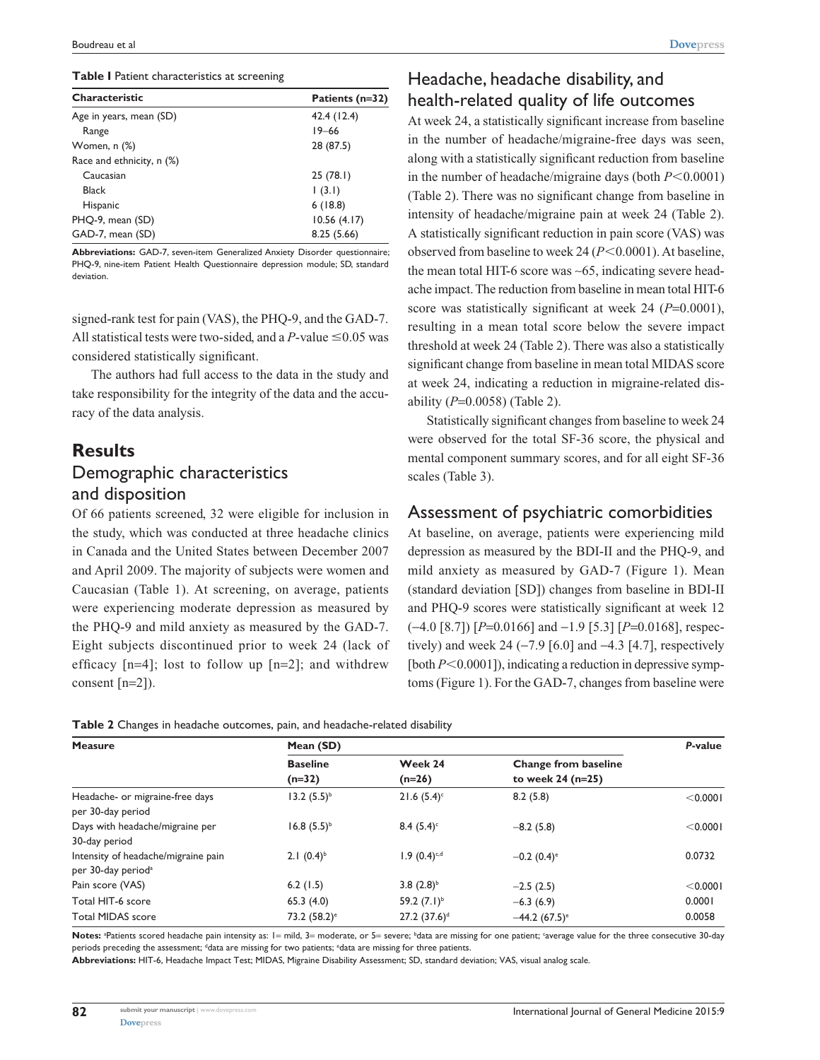**Table 1** Patient characteristics at screening

| Characteristic | Patients (n=32) |
| --- | --- |
| Age in years, mean (SD) | 42.4 (12.4) |
| Range | 19–66 |
| Women, n (%) | 28 (87.5) |
| Race and ethnicity, n (%) | |
| Caucasian | 25 (78.1) |
| Black | 1 (3.1) |
| Hispanic | 6 (18.8) |
| PHQ-9, mean (SD) | 10.56 (4.17) |
| GAD-7, mean (SD) | 8.25 (5.66) |

**Abbreviations:** GAD-7, seven-item Generalized Anxiety Disorder questionnaire; PHQ-9, nine-item Patient Health Questionnaire depression module; SD, standard deviation.

signed-rank test for pain (VAS), the PHQ-9, and the GAD-7. All statistical tests were two-sided, and a *P*-value $\leq$0.05 was considered statistically significant.

The authors had full access to the data in the study and take responsibility for the integrity of the data and the accuracy of the data analysis.

## Results

### Demographic characteristics and disposition

Of 66 patients screened, 32 were eligible for inclusion in the study, which was conducted at three headache clinics in Canada and the United States between December 2007 and April 2009. The majority of subjects were women and Caucasian (Table 1). At screening, on average, patients were experiencing moderate depression as measured by the PHQ-9 and mild anxiety as measured by the GAD-7. Eight subjects discontinued prior to week 24 (lack of efficacy [n=4]; lost to follow up [n=2]; and withdrew consent [n=2]).

### Headache, headache disability, and health-related quality of life outcomes

At week 24, a statistically significant increase from baseline in the number of headache/migraine-free days was seen, along with a statistically significant reduction from baseline in the number of headache/migraine days (both *P*<0.0001) (Table 2). There was no significant change from baseline in intensity of headache/migraine pain at week 24 (Table 2). A statistically significant reduction in pain score (VAS) was observed from baseline to week 24 (*P*<0.0001). At baseline, the mean total HIT-6 score was ~65, indicating severe headache impact. The reduction from baseline in mean total HIT-6 score was statistically significant at week 24 (*P*=0.0001), resulting in a mean total score below the severe impact threshold at week 24 (Table 2). There was also a statistically significant change from baseline in mean total MIDAS score at week 24, indicating a reduction in migraine-related disability (*P*=0.0058) (Table 2).

Statistically significant changes from baseline to week 24 were observed for the total SF-36 score, the physical and mental component summary scores, and for all eight SF-36 scales (Table 3).

### Assessment of psychiatric comorbidities

At baseline, on average, patients were experiencing mild depression as measured by the BDI-II and the PHQ-9, and mild anxiety as measured by GAD-7 (Figure 1). Mean (standard deviation [SD]) changes from baseline in BDI-II and PHQ-9 scores were statistically significant at week 12 (–4.0 [8.7]) [*P*=0.0166] and –1.9 [5.3] [*P*=0.0168], respectively) and week 24 (–7.9 [6.0] and –4.3 [4.7], respectively [both *P*<0.0001]), indicating a reduction in depressive symptoms (Figure 1). For the GAD-7, changes from baseline were

**Table 2** Changes in headache outcomes, pain, and headache-related disability

| Measure | Mean (SD) | | | *P*-value |
| --- | --- | --- | --- | --- |
| | Baseline (n=32) | Week 24 (n=26) | Change from baseline to week 24 (n=25) | |
| Headache- or migraine-free days per 30-day period | 13.2 (5.5)[b] | 21.6 (5.4)[c] | 8.2 (5.8) | <0.0001 |
| Days with headache/migraine per 30-day period | 16.8 (5.5)[b] | 8.4 (5.4)[c] | –8.2 (5.8) | <0.0001 |
| Intensity of headache/migraine pain per 30-day period[a] | 2.1 (0.4)[b] | 1.9 (0.4)[c,d] | –0.2 (0.4)[e] | 0.0732 |
| Pain score (VAS) | 6.2 (1.5) | 3.8 (2.8)[b] | –2.5 (2.5) | <0.0001 |
| Total HIT-6 score | 65.3 (4.0) | 59.2 (7.1)[b] | –6.3 (6.9) | 0.0001 |
| Total MIDAS score | 73.2 (58.2)[e] | 27.2 (37.6)[d] | –44.2 (67.5)[e] | 0.0058 |

**Notes:** [a]Patients scored headache pain intensity as: 1= mild, 3= moderate, or 5= severe; [b]data are missing for one patient; [c]average value for the three consecutive 30-day periods preceding the assessment; [d]data are missing for two patients; [e]data are missing for three patients.

**Abbreviations:** HIT-6, Headache Impact Test; MIDAS, Migraine Disability Assessment; SD, standard deviation; VAS, visual analog scale.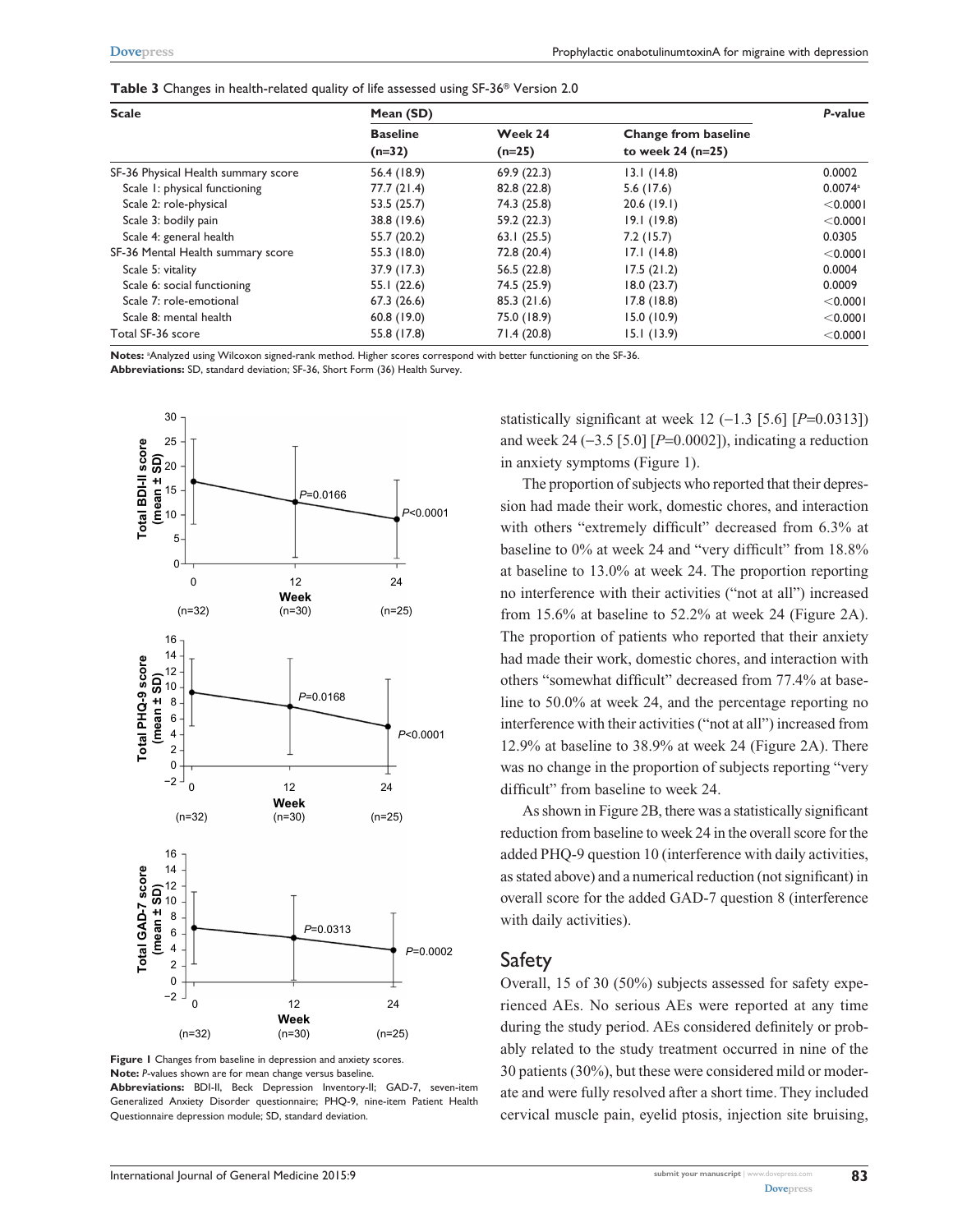**Table 3** Changes in health-related quality of life assessed using SF-36® Version 2.0

| Scale | Mean (SD) | | | *P*-value |
|---|---|---|---|---|
| | Baseline (n=32) | Week 24 (n=25) | Change from baseline to week 24 (n=25) | |
| SF-36 Physical Health summary score | 56.4 (18.9) | 69.9 (22.3) | 13.1 (14.8) | 0.0002 |
| Scale 1: physical functioning | 77.7 (21.4) | 82.8 (22.8) | 5.6 (17.6) | 0.0074[a] |
| Scale 2: role-physical | 53.5 (25.7) | 74.3 (25.8) | 20.6 (19.1) | <0.0001 |
| Scale 3: bodily pain | 38.8 (19.6) | 59.2 (22.3) | 19.1 (19.8) | <0.0001 |
| Scale 4: general health | 55.7 (20.2) | 63.1 (25.5) | 7.2 (15.7) | 0.0305 |
| SF-36 Mental Health summary score | 55.3 (18.0) | 72.8 (20.4) | 17.1 (14.8) | <0.0001 |
| Scale 5: vitality | 37.9 (17.3) | 56.5 (22.8) | 17.5 (21.2) | 0.0004 |
| Scale 6: social functioning | 55.1 (22.6) | 74.5 (25.9) | 18.0 (23.7) | 0.0009 |
| Scale 7: role-emotional | 67.3 (26.6) | 85.3 (21.6) | 17.8 (18.8) | <0.0001 |
| Scale 8: mental health | 60.8 (19.0) | 75.0 (18.9) | 15.0 (10.9) | <0.0001 |
| Total SF-36 score | 55.8 (17.8) | 71.4 (20.8) | 15.1 (13.9) | <0.0001 |

**Notes:** [a]Analyzed using Wilcoxon signed-rank method. Higher scores correspond with better functioning on the SF-36.
**Abbreviations:** SD, standard deviation; SF-36, Short Form (36) Health Survey.

**Figure 1** Changes from baseline in depression and anxiety scores.
**Note:** *P*-values shown are for mean change versus baseline.
**Abbreviations:** BDI-II, Beck Depression Inventory-II; GAD-7, seven-item Generalized Anxiety Disorder questionnaire; PHQ-9, nine-item Patient Health Questionnaire depression module; SD, standard deviation.

statistically significant at week 12 (−1.3 [5.6] [*P*=0.0313]) and week 24 (−3.5 [5.0] [*P*=0.0002]), indicating a reduction in anxiety symptoms (Figure 1).

The proportion of subjects who reported that their depression had made their work, domestic chores, and interaction with others "extremely difficult" decreased from 6.3% at baseline to 0% at week 24 and "very difficult" from 18.8% at baseline to 13.0% at week 24. The proportion reporting no interference with their activities ("not at all") increased from 15.6% at baseline to 52.2% at week 24 (Figure 2A). The proportion of patients who reported that their anxiety had made their work, domestic chores, and interaction with others "somewhat difficult" decreased from 77.4% at baseline to 50.0% at week 24, and the percentage reporting no interference with their activities ("not at all") increased from 12.9% at baseline to 38.9% at week 24 (Figure 2A). There was no change in the proportion of subjects reporting "very difficult" from baseline to week 24.

As shown in Figure 2B, there was a statistically significant reduction from baseline to week 24 in the overall score for the added PHQ-9 question 10 (interference with daily activities, as stated above) and a numerical reduction (not significant) in overall score for the added GAD-7 question 8 (interference with daily activities).

## Safety

Overall, 15 of 30 (50%) subjects assessed for safety experienced AEs. No serious AEs were reported at any time during the study period. AEs considered definitely or probably related to the study treatment occurred in nine of the 30 patients (30%), but these were considered mild or moderate and were fully resolved after a short time. They included cervical muscle pain, eyelid ptosis, injection site bruising,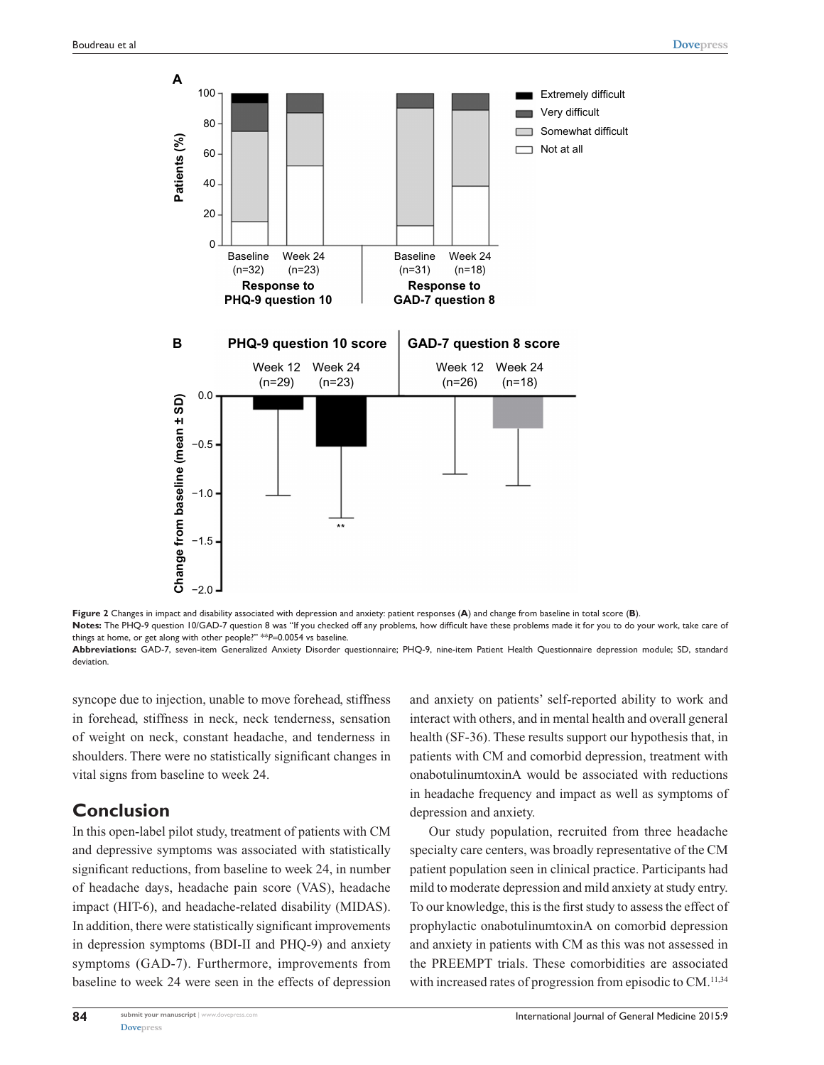**Figure 2** Changes in impact and disability associated with depression and anxiety: patient responses (**A**) and change from baseline in total score (**B**).

**Notes:** The PHQ-9 question 10/GAD-7 question 8 was "If you checked off any problems, how difficult have these problems made it for you to do your work, take care of things at home, or get along with other people?" ***P*=0.0054 vs baseline.

**Abbreviations:** GAD-7, seven-item Generalized Anxiety Disorder questionnaire; PHQ-9, nine-item Patient Health Questionnaire depression module; SD, standard deviation.

syncope due to injection, unable to move forehead, stiffness in forehead, stiffness in neck, neck tenderness, sensation of weight on neck, constant headache, and tenderness in shoulders. There were no statistically significant changes in vital signs from baseline to week 24.

## Conclusion

In this open-label pilot study, treatment of patients with CM and depressive symptoms was associated with statistically significant reductions, from baseline to week 24, in number of headache days, headache pain score (VAS), headache impact (HIT-6), and headache-related disability (MIDAS). In addition, there were statistically significant improvements in depression symptoms (BDI-II and PHQ-9) and anxiety symptoms (GAD-7). Furthermore, improvements from baseline to week 24 were seen in the effects of depression and anxiety on patients' self-reported ability to work and interact with others, and in mental health and overall general health (SF-36). These results support our hypothesis that, in patients with CM and comorbid depression, treatment with onabotulinumtoxinA would be associated with reductions in headache frequency and impact as well as symptoms of depression and anxiety.

Our study population, recruited from three headache specialty care centers, was broadly representative of the CM patient population seen in clinical practice. Participants had mild to moderate depression and mild anxiety at study entry. To our knowledge, this is the first study to assess the effect of prophylactic onabotulinumtoxinA on comorbid depression and anxiety in patients with CM as this was not assessed in the PREEMPT trials. These comorbidities are associated with increased rates of progression from episodic to CM.[11,34]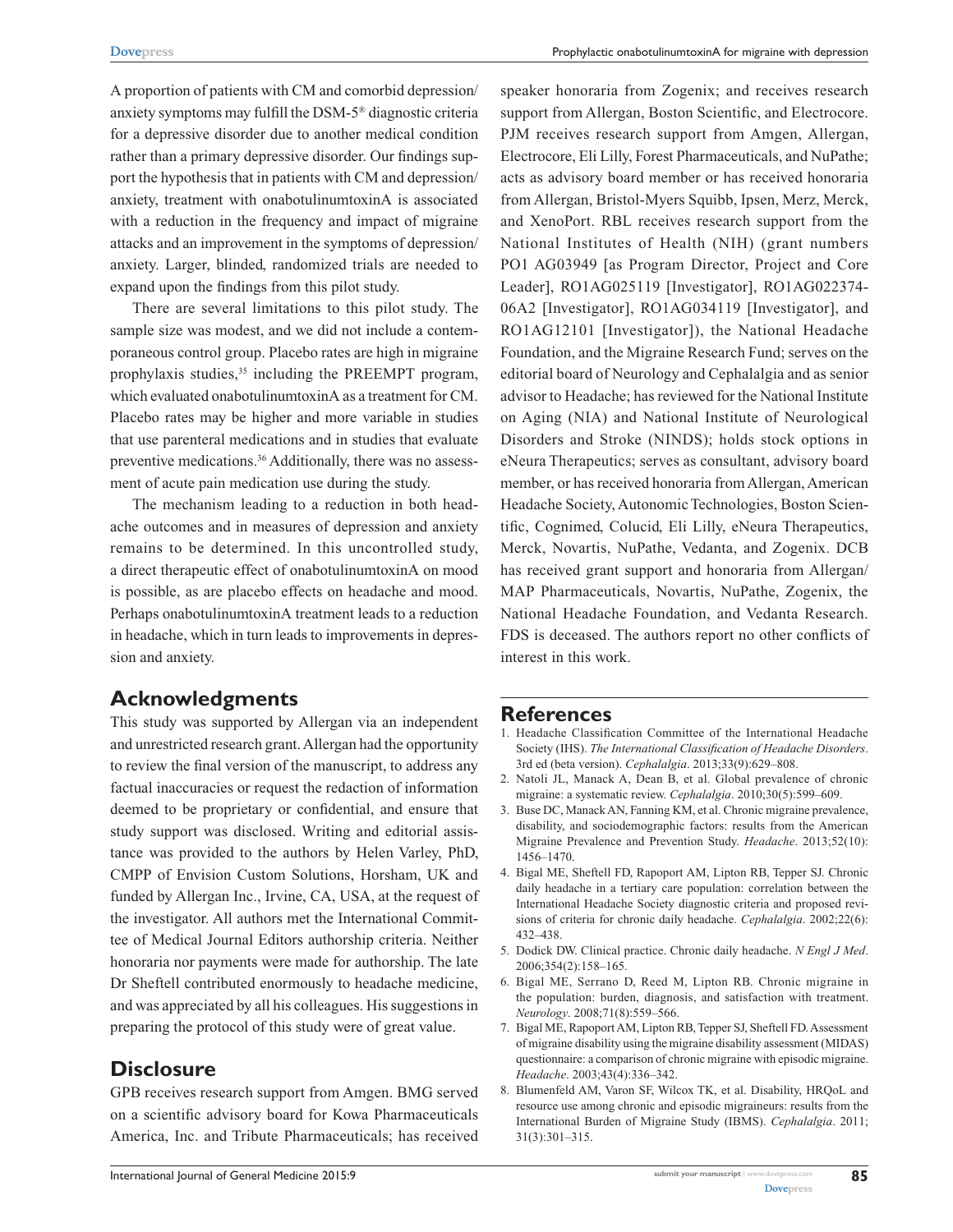A proportion of patients with CM and comorbid depression/anxiety symptoms may fulfill the DSM-5® diagnostic criteria for a depressive disorder due to another medical condition rather than a primary depressive disorder. Our findings support the hypothesis that in patients with CM and depression/anxiety, treatment with onabotulinumtoxinA is associated with a reduction in the frequency and impact of migraine attacks and an improvement in the symptoms of depression/anxiety. Larger, blinded, randomized trials are needed to expand upon the findings from this pilot study.

There are several limitations to this pilot study. The sample size was modest, and we did not include a contemporaneous control group. Placebo rates are high in migraine prophylaxis studies,[35] including the PREEMPT program, which evaluated onabotulinumtoxinA as a treatment for CM. Placebo rates may be higher and more variable in studies that use parenteral medications and in studies that evaluate preventive medications.[36] Additionally, there was no assessment of acute pain medication use during the study.

The mechanism leading to a reduction in both headache outcomes and in measures of depression and anxiety remains to be determined. In this uncontrolled study, a direct therapeutic effect of onabotulinumtoxinA on mood is possible, as are placebo effects on headache and mood. Perhaps onabotulinumtoxinA treatment leads to a reduction in headache, which in turn leads to improvements in depression and anxiety.

## Acknowledgments

This study was supported by Allergan via an independent and unrestricted research grant. Allergan had the opportunity to review the final version of the manuscript, to address any factual inaccuracies or request the redaction of information deemed to be proprietary or confidential, and ensure that study support was disclosed. Writing and editorial assistance was provided to the authors by Helen Varley, PhD, CMPP of Envision Custom Solutions, Horsham, UK and funded by Allergan Inc., Irvine, CA, USA, at the request of the investigator. All authors met the International Committee of Medical Journal Editors authorship criteria. Neither honoraria nor payments were made for authorship. The late Dr Sheftell contributed enormously to headache medicine, and was appreciated by all his colleagues. His suggestions in preparing the protocol of this study were of great value.

## Disclosure

GPB receives research support from Amgen. BMG served on a scientific advisory board for Kowa Pharmaceuticals America, Inc. and Tribute Pharmaceuticals; has received speaker honoraria from Zogenix; and receives research support from Allergan, Boston Scientific, and Electrocore. PJM receives research support from Amgen, Allergan, Electrocore, Eli Lilly, Forest Pharmaceuticals, and NuPathe; acts as advisory board member or has received honoraria from Allergan, Bristol-Myers Squibb, Ipsen, Merz, Merck, and XenoPort. RBL receives research support from the National Institutes of Health (NIH) (grant numbers PO1 AG03949 [as Program Director, Project and Core Leader], RO1AG025119 [Investigator], RO1AG022374-06A2 [Investigator], RO1AG034119 [Investigator], and RO1AG12101 [Investigator]), the National Headache Foundation, and the Migraine Research Fund; serves on the editorial board of Neurology and Cephalalgia and as senior advisor to Headache; has reviewed for the National Institute on Aging (NIA) and National Institute of Neurological Disorders and Stroke (NINDS); holds stock options in eNeura Therapeutics; serves as consultant, advisory board member, or has received honoraria from Allergan, American Headache Society, Autonomic Technologies, Boston Scientific, Cognimed, Colucid, Eli Lilly, eNeura Therapeutics, Merck, Novartis, NuPathe, Vedanta, and Zogenix. DCB has received grant support and honoraria from Allergan/MAP Pharmaceuticals, Novartis, NuPathe, Zogenix, the National Headache Foundation, and Vedanta Research. FDS is deceased. The authors report no other conflicts of interest in this work.

## References

1. Headache Classification Committee of the International Headache Society (IHS). *The International Classification of Headache Disorders*. 3rd ed (beta version). *Cephalalgia*. 2013;33(9):629–808.
2. Natoli JL, Manack A, Dean B, et al. Global prevalence of chronic migraine: a systematic review. *Cephalalgia*. 2010;30(5):599–609.
3. Buse DC, Manack AN, Fanning KM, et al. Chronic migraine prevalence, disability, and sociodemographic factors: results from the American Migraine Prevalence and Prevention Study. *Headache*. 2013;52(10):1456–1470.
4. Bigal ME, Sheftell FD, Rapoport AM, Lipton RB, Tepper SJ. Chronic daily headache in a tertiary care population: correlation between the International Headache Society diagnostic criteria and proposed revisions of criteria for chronic daily headache. *Cephalalgia*. 2002;22(6):432–438.
5. Dodick DW. Clinical practice. Chronic daily headache. *N Engl J Med*. 2006;354(2):158–165.
6. Bigal ME, Serrano D, Reed M, Lipton RB. Chronic migraine in the population: burden, diagnosis, and satisfaction with treatment. *Neurology*. 2008;71(8):559–566.
7. Bigal ME, Rapoport AM, Lipton RB, Tepper SJ, Sheftell FD. Assessment of migraine disability using the migraine disability assessment (MIDAS) questionnaire: a comparison of chronic migraine with episodic migraine. *Headache*. 2003;43(4):336–342.
8. Blumenfeld AM, Varon SF, Wilcox TK, et al. Disability, HRQoL and resource use among chronic and episodic migraineurs: results from the International Burden of Migraine Study (IBMS). *Cephalalgia*. 2011;31(3):301–315.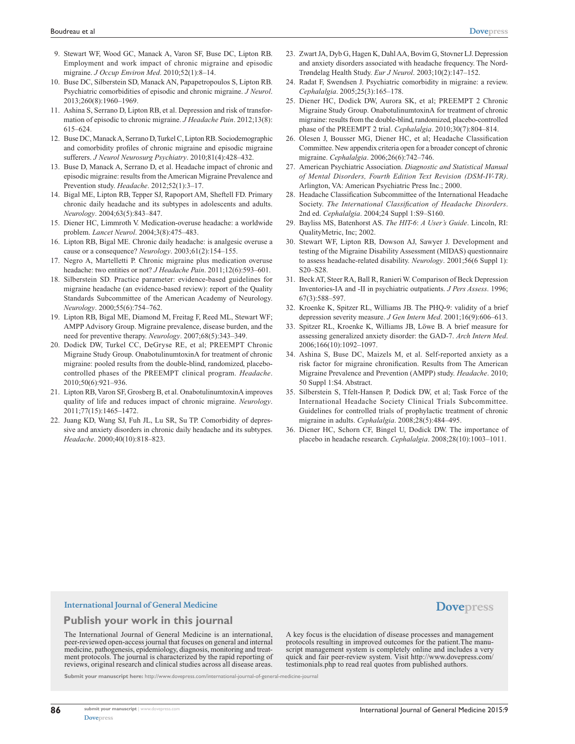9. Stewart WF, Wood GC, Manack A, Varon SF, Buse DC, Lipton RB. Employment and work impact of chronic migraine and episodic migraine. *J Occup Environ Med*. 2010;52(1):8–14.
10. Buse DC, Silberstein SD, Manack AN, Papapetropoulos S, Lipton RB. Psychiatric comorbidities of episodic and chronic migraine. *J Neurol*. 2013;260(8):1960–1969.
11. Ashina S, Serrano D, Lipton RB, et al. Depression and risk of transformation of episodic to chronic migraine. *J Headache Pain*. 2012;13(8):615–624.
12. Buse DC, Manack A, Serrano D, Turkel C, Lipton RB. Sociodemographic and comorbidity profiles of chronic migraine and episodic migraine sufferers. *J Neurol Neurosurg Psychiatry*. 2010;81(4):428–432.
13. Buse D, Manack A, Serrano D, et al. Headache impact of chronic and episodic migraine: results from the American Migraine Prevalence and Prevention study. *Headache*. 2012;52(1):3–17.
14. Bigal ME, Lipton RB, Tepper SJ, Rapoport AM, Sheftell FD. Primary chronic daily headache and its subtypes in adolescents and adults. *Neurology*. 2004;63(5):843–847.
15. Diener HC, Limmroth V. Medication-overuse headache: a worldwide problem. *Lancet Neurol*. 2004;3(8):475–483.
16. Lipton RB, Bigal ME. Chronic daily headache: is analgesic overuse a cause or a consequence? *Neurology*. 2003;61(2):154–155.
17. Negro A, Martelletti P. Chronic migraine plus medication overuse headache: two entities or not? *J Headache Pain*. 2011;12(6):593–601.
18. Silberstein SD. Practice parameter: evidence-based guidelines for migraine headache (an evidence-based review): report of the Quality Standards Subcommittee of the American Academy of Neurology. *Neurology*. 2000;55(6):754–762.
19. Lipton RB, Bigal ME, Diamond M, Freitag F, Reed ML, Stewart WF; AMPP Advisory Group. Migraine prevalence, disease burden, and the need for preventive therapy. *Neurology*. 2007;68(5):343–349.
20. Dodick DW, Turkel CC, DeGryse RE, et al; PREEMPT Chronic Migraine Study Group. OnabotulinumtoxinA for treatment of chronic migraine: pooled results from the double-blind, randomized, placebo-controlled phases of the PREEMPT clinical program. *Headache*. 2010;50(6):921–936.
21. Lipton RB, Varon SF, Grosberg B, et al. OnabotulinumtoxinA improves quality of life and reduces impact of chronic migraine. *Neurology*. 2011;77(15):1465–1472.
22. Juang KD, Wang SJ, Fuh JL, Lu SR, Su TP. Comorbidity of depressive and anxiety disorders in chronic daily headache and its subtypes. *Headache*. 2000;40(10):818–823.
23. Zwart JA, Dyb G, Hagen K, Dahl AA, Bovim G, Stovner LJ. Depression and anxiety disorders associated with headache frequency. The Nord-Trøndelag Health Study. *Eur J Neurol*. 2003;10(2):147–152.
24. Radat F, Swendsen J. Psychiatric comorbidity in migraine: a review. *Cephalalgia*. 2005;25(3):165–178.
25. Diener HC, Dodick DW, Aurora SK, et al; PREEMPT 2 Chronic Migraine Study Group. OnabotulinumtoxinA for treatment of chronic migraine: results from the double-blind, randomized, placebo-controlled phase of the PREEMPT 2 trial. *Cephalalgia*. 2010;30(7):804–814.
26. Olesen J, Bousser MG, Diener HC, et al; Headache Classification Committee. New appendix criteria open for a broader concept of chronic migraine. *Cephalalgia*. 2006;26(6):742–746.
27. American Psychiatric Association. *Diagnostic and Statistical Manual of Mental Disorders, Fourth Edition Text Revision (DSM-IV-TR)*. Arlington, VA: American Psychiatric Press Inc.; 2000.
28. Headache Classification Subcommittee of the International Headache Society. *The International Classification of Headache Disorders*. 2nd ed. *Cephalalgia*. 2004;24 Suppl 1:S9–S160.
29. Bayliss MS, Batenhorst AS. *The HIT-6*: *A User's Guide*. Lincoln, RI: QualityMetric, Inc; 2002.
30. Stewart WF, Lipton RB, Dowson AJ, Sawyer J. Development and testing of the Migraine Disability Assessment (MIDAS) questionnaire to assess headache-related disability. *Neurology*. 2001;56(6 Suppl 1):S20–S28.
31. Beck AT, Steer RA, Ball R, Ranieri W. Comparison of Beck Depression Inventories-IA and -II in psychiatric outpatients. *J Pers Assess*. 1996;67(3):588–597.
32. Kroenke K, Spitzer RL, Williams JB. The PHQ-9: validity of a brief depression severity measure. *J Gen Intern Med*. 2001;16(9):606–613.
33. Spitzer RL, Kroenke K, Williams JB, Löwe B. A brief measure for assessing generalized anxiety disorder: the GAD-7. *Arch Intern Med*. 2006;166(10):1092–1097.
34. Ashina S, Buse DC, Maizels M, et al. Self-reported anxiety as a risk factor for migraine chronification. Results from The American Migraine Prevalence and Prevention (AMPP) study. *Headache*. 2010;50 Suppl 1:S4. Abstract.
35. Silberstein S, Tfelt-Hansen P, Dodick DW, et al; Task Force of the International Headache Society Clinical Trials Subcommittee. Guidelines for controlled trials of prophylactic treatment of chronic migraine in adults. *Cephalalgia*. 2008;28(5):484–495.
36. Diener HC, Schorn CF, Bingel U, Dodick DW. The importance of placebo in headache research. *Cephalalgia*. 2008;28(10):1003–1011.

**International Journal of General Medicine**

**Publish your work in this journal**

The International Journal of General Medicine is an international, peer-reviewed open-access journal that focuses on general and internal medicine, pathogenesis, epidemiology, diagnosis, monitoring and treatment protocols. The journal is characterized by the rapid reporting of reviews, original research and clinical studies across all disease areas. A key focus is the elucidation of disease processes and management protocols resulting in improved outcomes for the patient. The manuscript management system is completely online and includes a very quick and fair peer-review system. Visit http://www.dovepress.com/testimonials.php to read real quotes from published authors.

**Submit your manuscript here:** http://www.dovepress.com/international-journal-of-general-medicine-journal